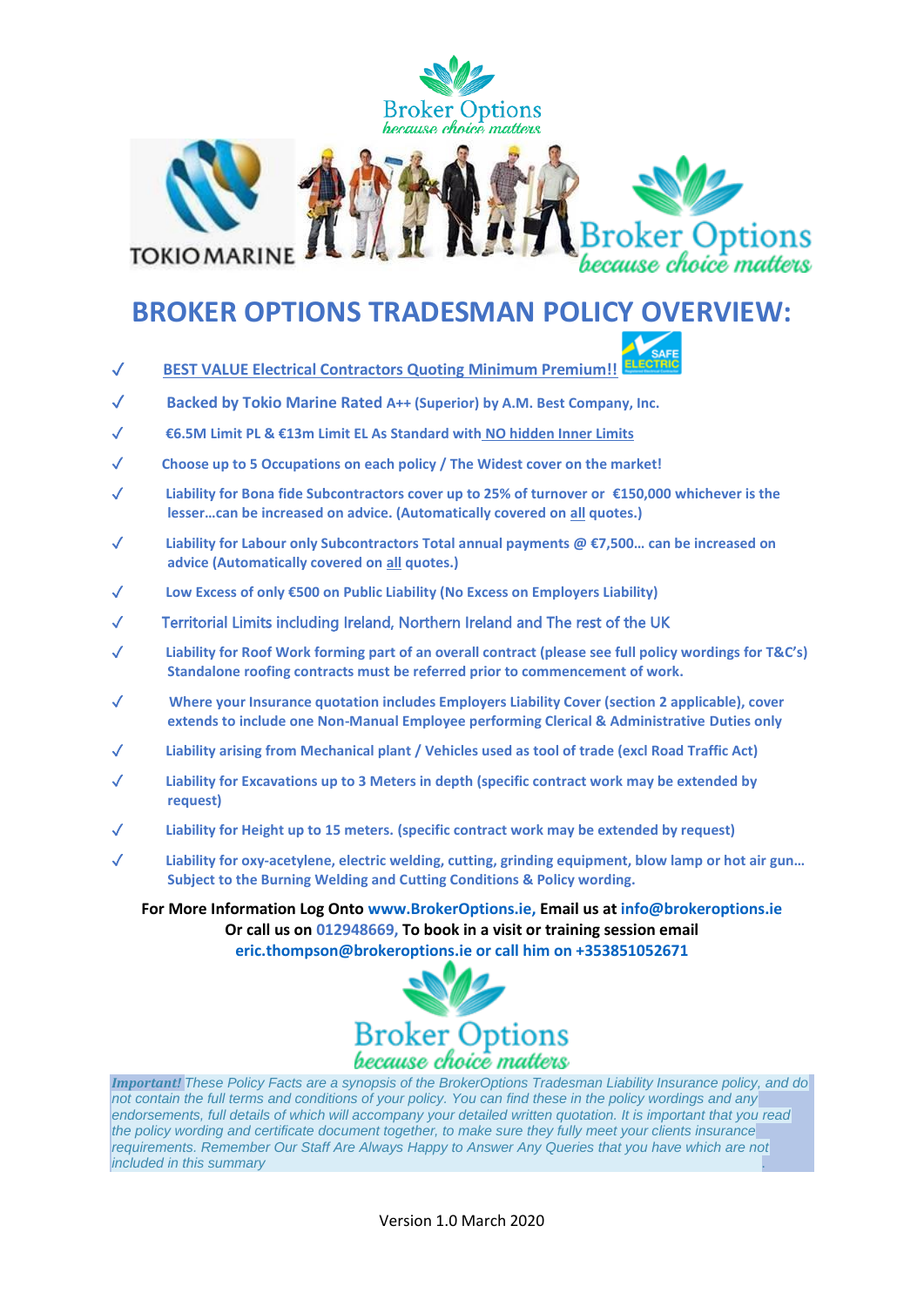Broker Options
*because choice matters*

TOKIO MARINE

Broker Options
*because choice matters*

# BROKER OPTIONS TRADESMAN POLICY OVERVIEW:

- ✓ **BEST VALUE Electrical Contractors Quoting Minimum Premium!!**
- ✓ **Backed by Tokio Marine Rated A++ (Superior) by A.M. Best Company, Inc.**
- ✓ **€6.5M Limit PL & €13m Limit EL As Standard with NO hidden Inner Limits**
- ✓ **Choose up to 5 Occupations on each policy / The Widest cover on the market!**
- ✓ **Liability for Bona fide Subcontractors cover up to 25% of turnover or €150,000 whichever is the lesser…can be increased on advice. (Automatically covered on all quotes.)**
- ✓ **Liability for Labour only Subcontractors Total annual payments @ €7,500… can be increased on advice (Automatically covered on all quotes.)**
- ✓ **Low Excess of only €500 on Public Liability (No Excess on Employers Liability)**
- ✓ Territorial Limits including Ireland, Northern Ireland and The rest of the UK
- ✓ **Liability for Roof Work forming part of an overall contract (please see full policy wordings for T&C's) Standalone roofing contracts must be referred prior to commencement of work.**
- ✓ **Where your Insurance quotation includes Employers Liability Cover (section 2 applicable), cover extends to include one Non-Manual Employee performing Clerical & Administrative Duties only**
- ✓ **Liability arising from Mechanical plant / Vehicles used as tool of trade (excl Road Traffic Act)**
- ✓ **Liability for Excavations up to 3 Meters in depth (specific contract work may be extended by request)**
- ✓ **Liability for Height up to 15 meters. (specific contract work may be extended by request)**
- ✓ **Liability for oxy-acetylene, electric welding, cutting, grinding equipment, blow lamp or hot air gun… Subject to the Burning Welding and Cutting Conditions & Policy wording.**

**For More Information Log Onto www.BrokerOptions.ie, Email us at info@brokeroptions.ie Or call us on 012948669, To book in a visit or training session email eric.thompson@brokeroptions.ie or call him on +353851052671**

Broker Options
*because choice matters*

***Important!*** *These Policy Facts are a synopsis of the BrokerOptions Tradesman Liability Insurance policy, and do not contain the full terms and conditions of your policy. You can find these in the policy wordings and any endorsements, full details of which will accompany your detailed written quotation. It is important that you read the policy wording and certificate document together, to make sure they fully meet your clients insurance requirements. Remember Our Staff Are Always Happy to Answer Any Queries that you have which are not included in this summary*

Version 1.0 March 2020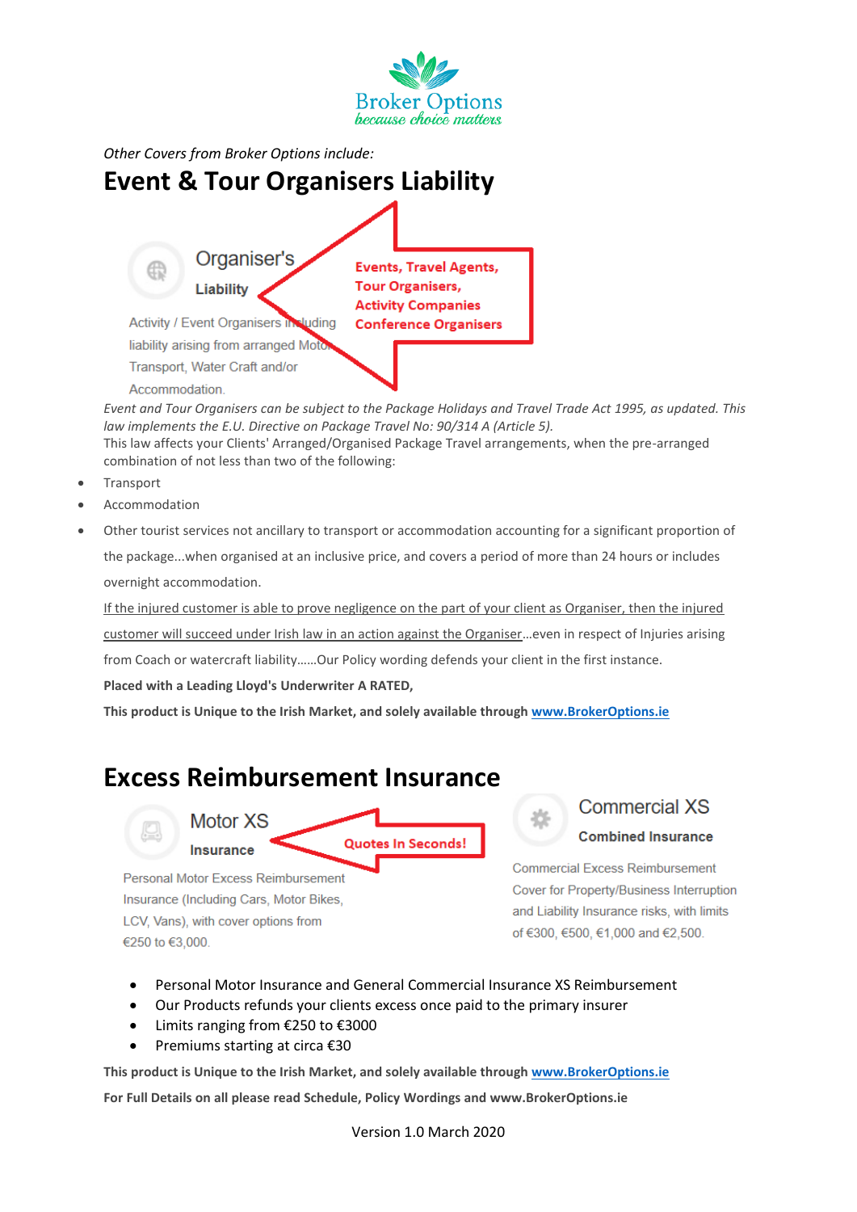Broker Options
*because choice matters*

*Other Covers from Broker Options include:*

# Event & Tour Organisers Liability

Organiser's

**Liability**

Activity / Event Organisers including liability arising from arranged Motor Transport, Water Craft and/or Accommodation.

**Events, Travel Agents, Tour Organisers, Activity Companies Conference Organisers**

*Event and Tour Organisers can be subject to the Package Holidays and Travel Trade Act 1995, as updated. This law implements the E.U. Directive on Package Travel No: 90/314 A (Article 5).*

This law affects your Clients' Arranged/Organised Package Travel arrangements, when the pre-arranged combination of not less than two of the following:

- Transport
- Accommodation
- Other tourist services not ancillary to transport or accommodation accounting for a significant proportion of the package...when organised at an inclusive price, and covers a period of more than 24 hours or includes overnight accommodation.

If the injured customer is able to prove negligence on the part of your client as Organiser, then the injured customer will succeed under Irish law in an action against the Organiser…even in respect of Injuries arising from Coach or watercraft liability……Our Policy wording defends your client in the first instance.

**Placed with a Leading Lloyd's Underwriter A RATED,**

**This product is Unique to the Irish Market, and solely available through www.BrokerOptions.ie**

# Excess Reimbursement Insurance

Motor XS

**Insurance**

**Quotes In Seconds!**

Personal Motor Excess Reimbursement Insurance (Including Cars, Motor Bikes, LCV, Vans), with cover options from €250 to €3,000.

Commercial XS

**Combined Insurance**

Commercial Excess Reimbursement Cover for Property/Business Interruption and Liability Insurance risks, with limits of €300, €500, €1,000 and €2,500.

- Personal Motor Insurance and General Commercial Insurance XS Reimbursement
- Our Products refunds your clients excess once paid to the primary insurer
- Limits ranging from €250 to €3000
- Premiums starting at circa €30

**This product is Unique to the Irish Market, and solely available through www.BrokerOptions.ie**

**For Full Details on all please read Schedule, Policy Wordings and www.BrokerOptions.ie**

Version 1.0 March 2020